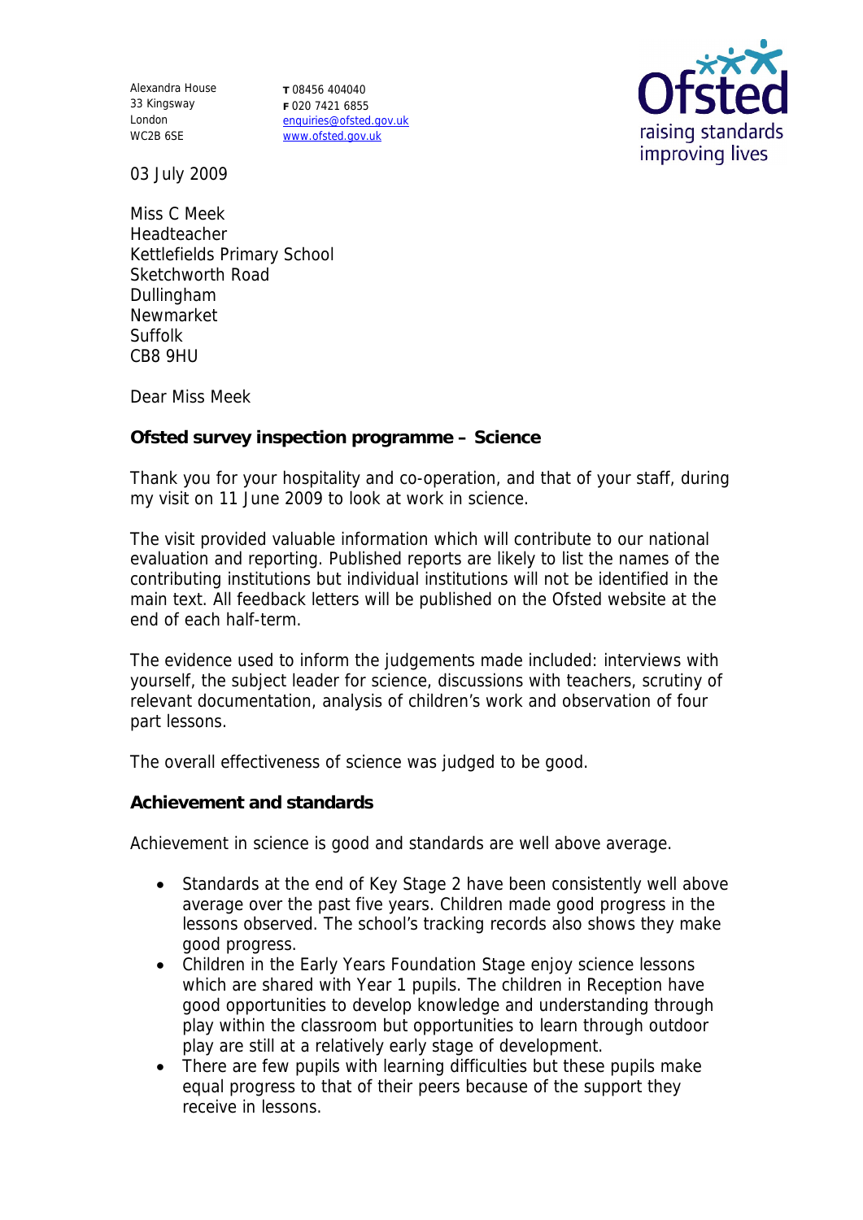Alexandra House
33 Kingsway
London
WC2B 6SE

**T** 08456 404040
**F** 020 7421 6855
enquiries@ofsted.gov.uk
www.ofsted.gov.uk

Ofsted
raising standards
improving lives

03 July 2009

Miss C Meek
Headteacher
Kettlefields Primary School
Sketchworth Road
Dullingham
Newmarket
Suffolk
CB8 9HU

Dear Miss Meek

**Ofsted survey inspection programme – Science**

Thank you for your hospitality and co-operation, and that of your staff, during my visit on 11 June 2009 to look at work in science.

The visit provided valuable information which will contribute to our national evaluation and reporting. Published reports are likely to list the names of the contributing institutions but individual institutions will not be identified in the main text. All feedback letters will be published on the Ofsted website at the end of each half-term.

The evidence used to inform the judgements made included: interviews with yourself, the subject leader for science, discussions with teachers, scrutiny of relevant documentation, analysis of children's work and observation of four part lessons.

The overall effectiveness of science was judged to be good.

**Achievement and standards**

Achievement in science is good and standards are well above average.

- Standards at the end of Key Stage 2 have been consistently well above average over the past five years. Children made good progress in the lessons observed. The school's tracking records also shows they make good progress.
- Children in the Early Years Foundation Stage enjoy science lessons which are shared with Year 1 pupils. The children in Reception have good opportunities to develop knowledge and understanding through play within the classroom but opportunities to learn through outdoor play are still at a relatively early stage of development.
- There are few pupils with learning difficulties but these pupils make equal progress to that of their peers because of the support they receive in lessons.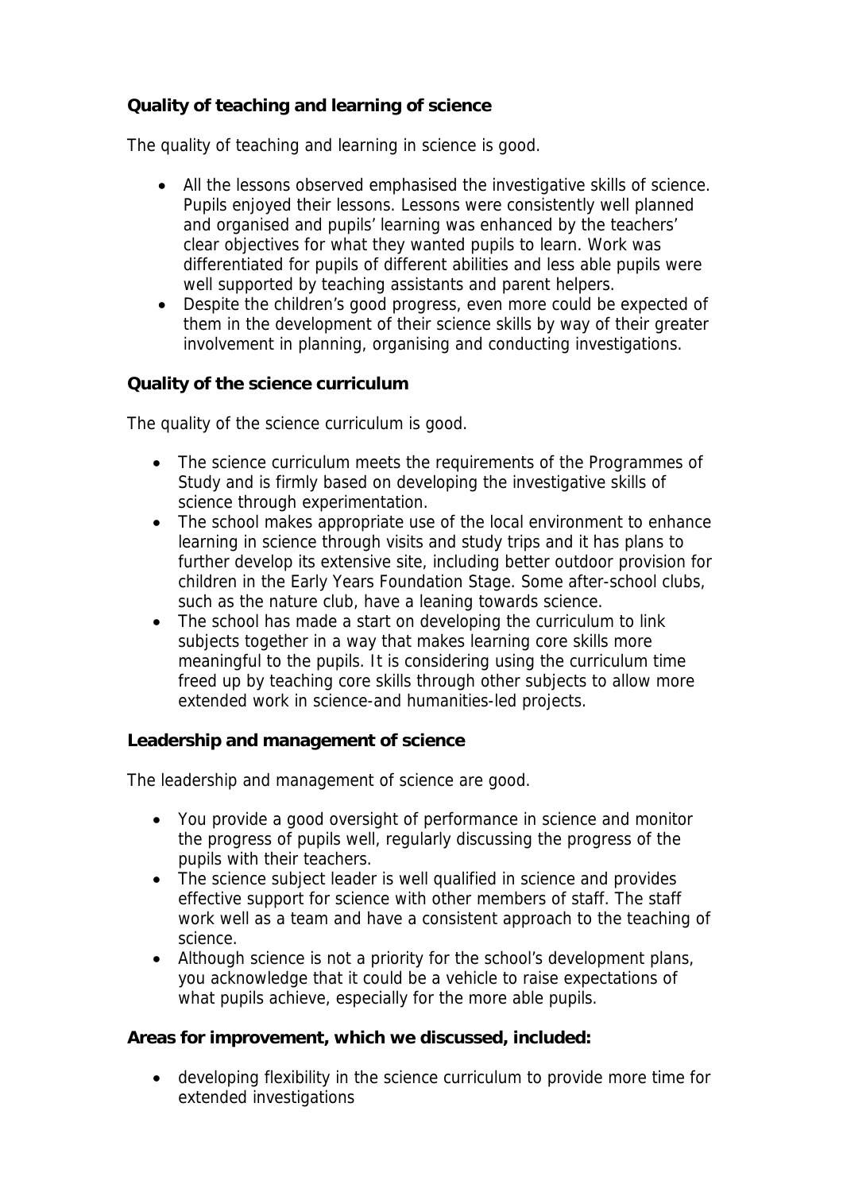**Quality of teaching and learning of science**

The quality of teaching and learning in science is good.

- All the lessons observed emphasised the investigative skills of science. Pupils enjoyed their lessons. Lessons were consistently well planned and organised and pupils' learning was enhanced by the teachers' clear objectives for what they wanted pupils to learn. Work was differentiated for pupils of different abilities and less able pupils were well supported by teaching assistants and parent helpers.
- Despite the children's good progress, even more could be expected of them in the development of their science skills by way of their greater involvement in planning, organising and conducting investigations.

**Quality of the science curriculum**

The quality of the science curriculum is good.

- The science curriculum meets the requirements of the Programmes of Study and is firmly based on developing the investigative skills of science through experimentation.
- The school makes appropriate use of the local environment to enhance learning in science through visits and study trips and it has plans to further develop its extensive site, including better outdoor provision for children in the Early Years Foundation Stage. Some after-school clubs, such as the nature club, have a leaning towards science.
- The school has made a start on developing the curriculum to link subjects together in a way that makes learning core skills more meaningful to the pupils. It is considering using the curriculum time freed up by teaching core skills through other subjects to allow more extended work in science-and humanities-led projects.

**Leadership and management of science**

The leadership and management of science are good.

- You provide a good oversight of performance in science and monitor the progress of pupils well, regularly discussing the progress of the pupils with their teachers.
- The science subject leader is well qualified in science and provides effective support for science with other members of staff. The staff work well as a team and have a consistent approach to the teaching of science.
- Although science is not a priority for the school's development plans, you acknowledge that it could be a vehicle to raise expectations of what pupils achieve, especially for the more able pupils.

**Areas for improvement, which we discussed, included:**

- developing flexibility in the science curriculum to provide more time for extended investigations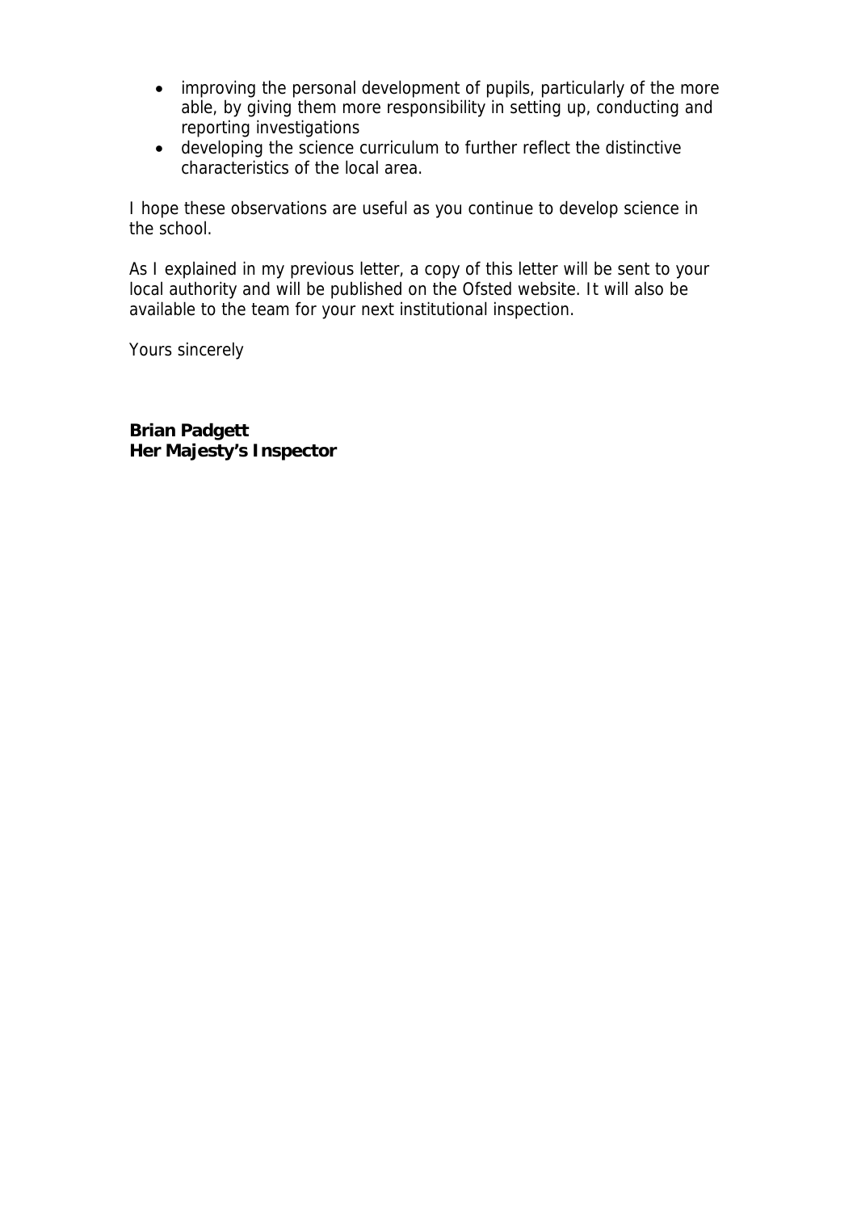- improving the personal development of pupils, particularly of the more able, by giving them more responsibility in setting up, conducting and reporting investigations
- developing the science curriculum to further reflect the distinctive characteristics of the local area.

I hope these observations are useful as you continue to develop science in the school.

As I explained in my previous letter, a copy of this letter will be sent to your local authority and will be published on the Ofsted website. It will also be available to the team for your next institutional inspection.

Yours sincerely

**Brian Padgett**
**Her Majesty's Inspector**